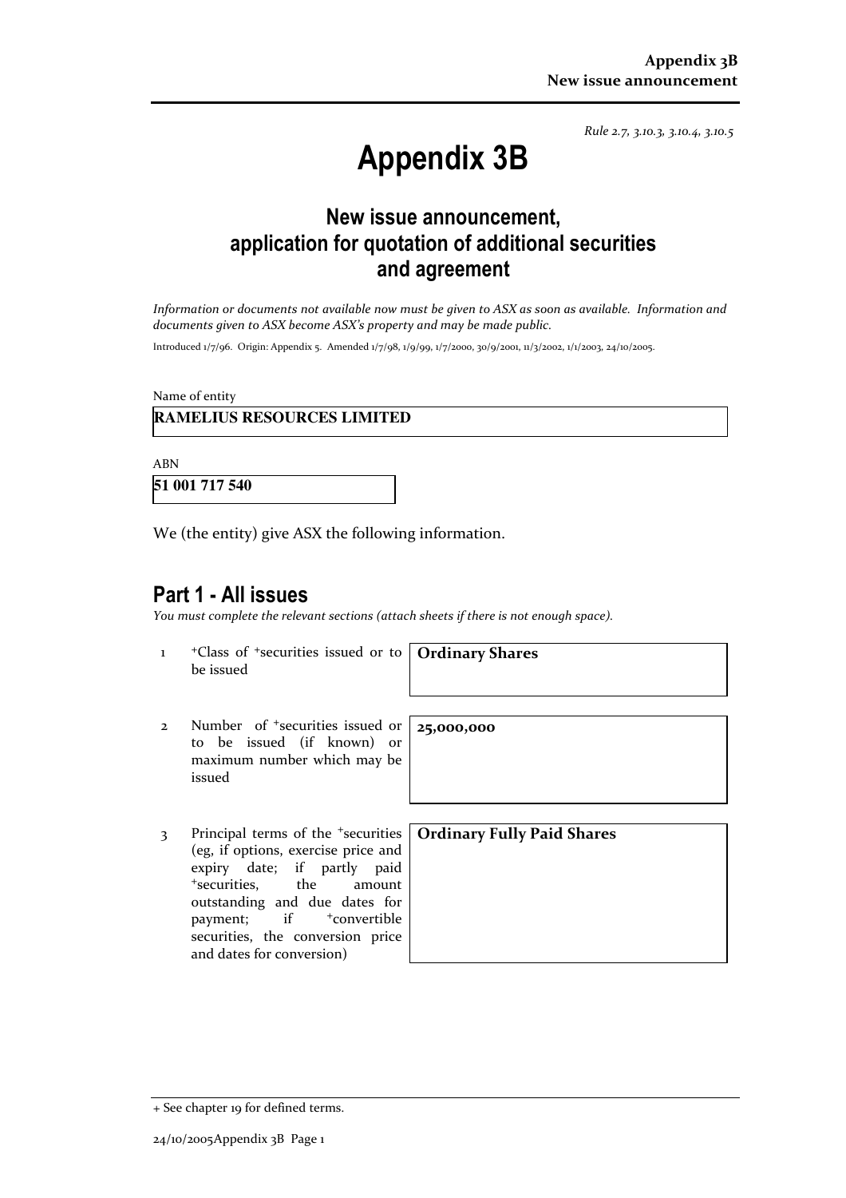*Rule 2.7, 3.10.3, 3.10.4, 3.10.5*

# Appendix 3B

## New issue announcement, application for quotation of additional securities and agreement

*Information or documents not available now must be given to ASX as soon as available. Information and documents given to ASX become ASX's property and may be made public.*

Introduced 1/7/96. Origin: Appendix 5. Amended 1/7/98, 1/9/99, 1/7/2000, 30/9/2001, 11/3/2002, 1/1/2003, 24/10/2005.

Name of entity

**RAMELIUS RESOURCES LIMITED**

ABN

**51 001 717 540**

We (the entity) give ASX the following information.

## Part 1 - All issues

*You must complete the relevant sections (attach sheets if there is not enough space).*

| | | |
|---|---|---|
| 1 | +Class of +securities issued or to be issued | **Ordinary Shares** |
| 2 | Number of +securities issued or to be issued (if known) or maximum number which may be issued | **25,000,000** |
| 3 | Principal terms of the +securities (eg, if options, exercise price and expiry date; if partly paid +securities, the amount outstanding and due dates for payment; if +convertible securities, the conversion price and dates for conversion) | **Ordinary Fully Paid Shares** |

+ See chapter 19 for defined terms.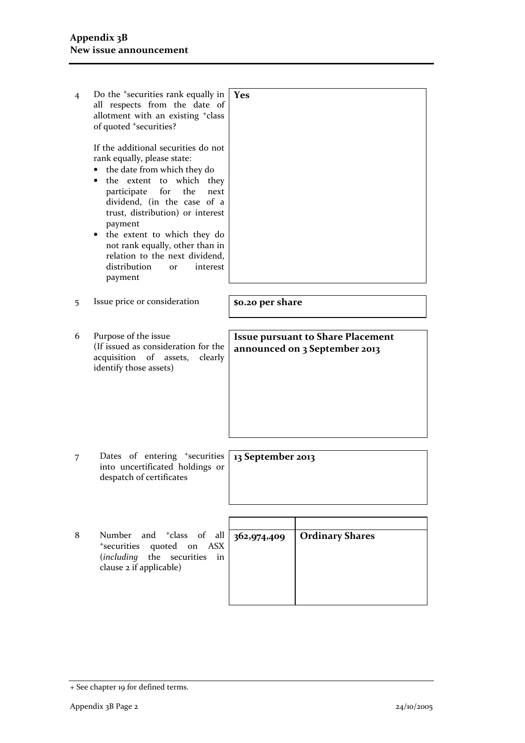| | | |
|---|---|---|
| 4 | Do the +securities rank equally in all respects from the date of allotment with an existing +class of quoted +securities?<br><br>If the additional securities do not rank equally, please state:<br>• the date from which they do<br>• the extent to which they participate for the next dividend, (in the case of a trust, distribution) or interest payment<br>• the extent to which they do not rank equally, other than in relation to the next dividend, distribution or interest payment | **Yes** |
| 5 | Issue price or consideration | **$0.20 per share** |
| 6 | Purpose of the issue<br>(If issued as consideration for the acquisition of assets, clearly identify those assets) | **Issue pursuant to Share Placement announced on 3 September 2013** |
| 7 | Dates of entering +securities into uncertificated holdings or despatch of certificates | **13 September 2013** |

| | | Number | +Class |
|---|---|---|---|
| 8 | Number and +class of all +securities quoted on ASX (*including* the securities in clause 2 if applicable) | **362,974,409** | **Ordinary Shares** |

+ See chapter 19 for defined terms.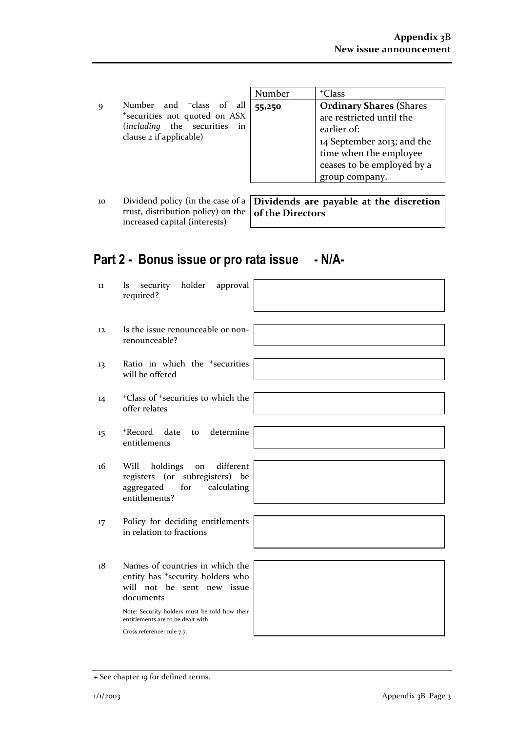| | | Number | +Class |
|---|---|---|---|
| 9 | Number and +class of all +securities not quoted on ASX (*including* the securities in clause 2 if applicable) | **55,250** | **Ordinary Shares** (Shares are restricted until the earlier of: 14 September 2013; and the time when the employee ceases to be employed by a group company. |

| | | |
|---|---|---|
| 10 | Dividend policy (in the case of a trust, distribution policy) on the increased capital (interests) | **Dividends are payable at the discretion of the Directors** |

## Part 2 - Bonus issue or pro rata issue - N/A-

| | | |
|---|---|---|
| 11 | Is security holder approval required? | |
| 12 | Is the issue renounceable or non-renounceable? | |
| 13 | Ratio in which the +securities will be offered | |
| 14 | +Class of +securities to which the offer relates | |
| 15 | +Record date to determine entitlements | |
| 16 | Will holdings on different registers (or subregisters) be aggregated for calculating entitlements? | |
| 17 | Policy for deciding entitlements in relation to fractions | |
| 18 | Names of countries in which the entity has +security holders who will not be sent new issue documents<br><br>Note: Security holders must be told how their entitlements are to be dealt with.<br><br>Cross reference: rule 7.7. | |

+ See chapter 19 for defined terms.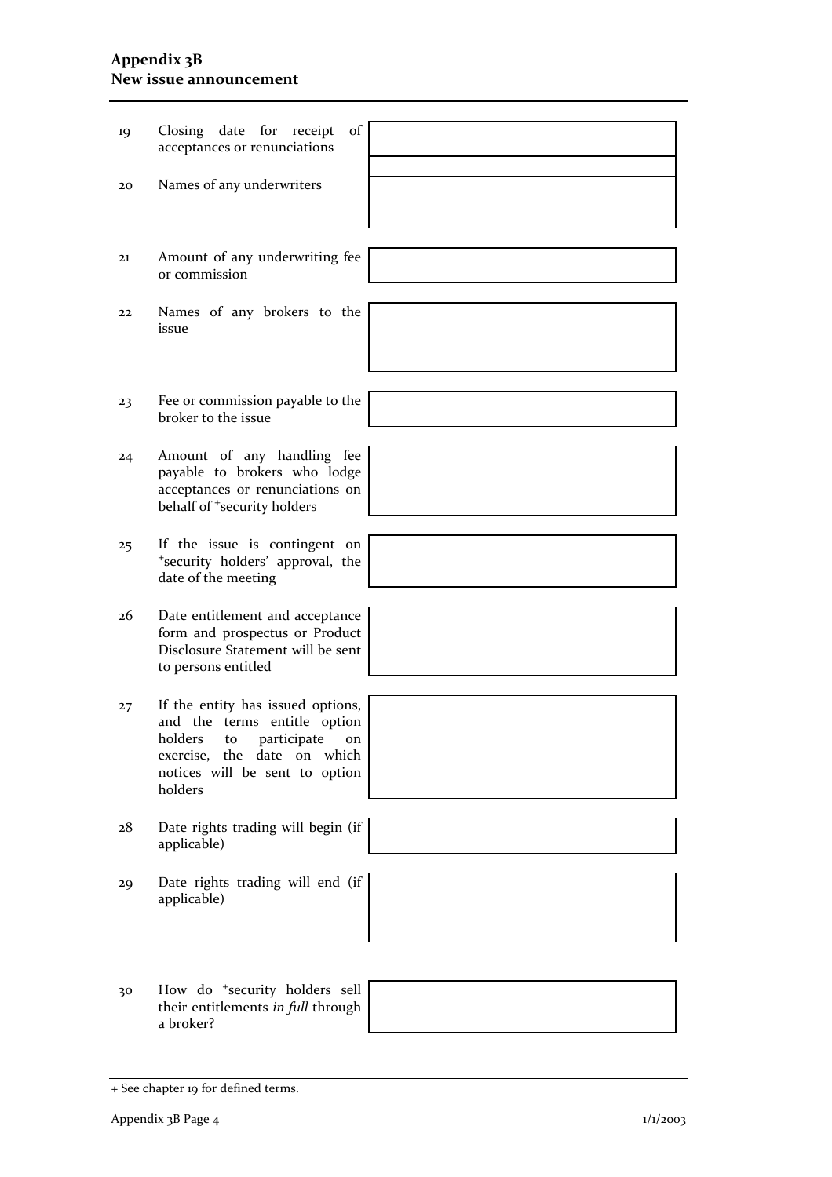| | | |
|---|---|---|
| 19 | Closing date for receipt of acceptances or renunciations | |
| 20 | Names of any underwriters | |
| 21 | Amount of any underwriting fee or commission | |
| 22 | Names of any brokers to the issue | |
| 23 | Fee or commission payable to the broker to the issue | |
| 24 | Amount of any handling fee payable to brokers who lodge acceptances or renunciations on behalf of +security holders | |
| 25 | If the issue is contingent on +security holders' approval, the date of the meeting | |
| 26 | Date entitlement and acceptance form and prospectus or Product Disclosure Statement will be sent to persons entitled | |
| 27 | If the entity has issued options, and the terms entitle option holders to participate on exercise, the date on which notices will be sent to option holders | |
| 28 | Date rights trading will begin (if applicable) | |
| 29 | Date rights trading will end (if applicable) | |
| 30 | How do +security holders sell their entitlements *in full* through a broker? | |

+ See chapter 19 for defined terms.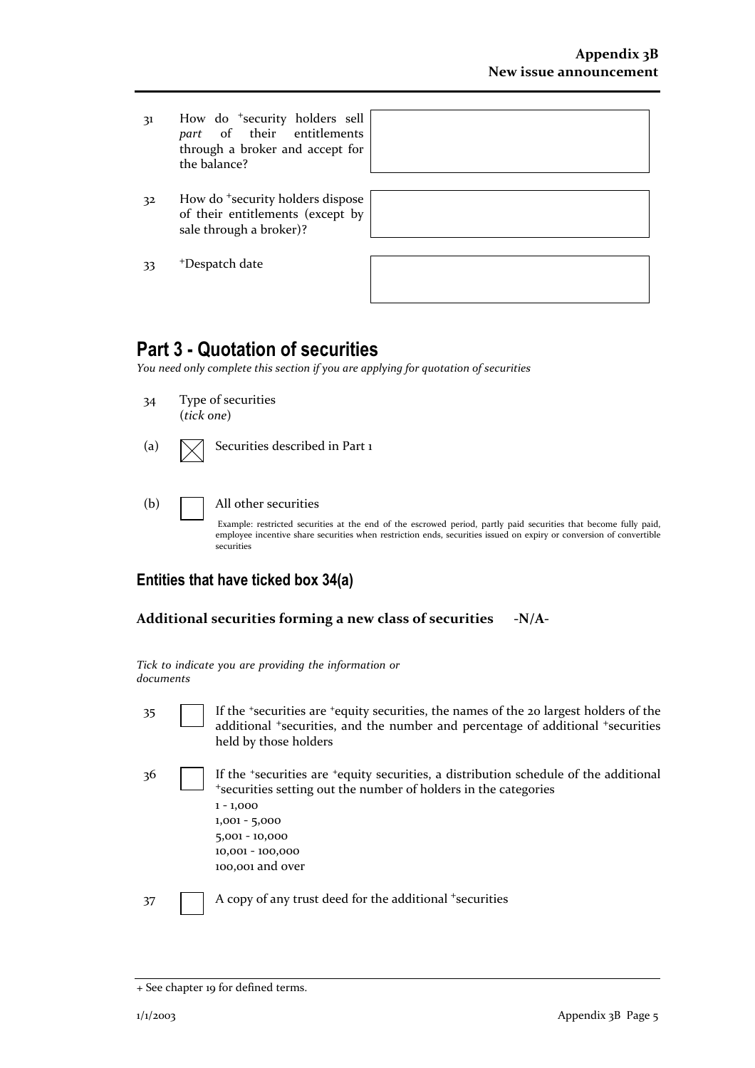| | | |
|---|---|---|
| 31 | How do +security holders sell *part* of their entitlements through a broker and accept for the balance? | |
| 32 | How do +security holders dispose of their entitlements (except by sale through a broker)? | |
| 33 | +Despatch date | |

## Part 3 - Quotation of securities

*You need only complete this section if you are applying for quotation of securities*

34 Type of securities
(*tick one*)

(a) ☒ Securities described in Part 1

(b) ☐ All other securities

Example: restricted securities at the end of the escrowed period, partly paid securities that become fully paid, employee incentive share securities when restriction ends, securities issued on expiry or conversion of convertible securities

### Entities that have ticked box 34(a)

**Additional securities forming a new class of securities -N/A-**

*Tick to indicate you are providing the information or documents*

35 ☐ If the +securities are +equity securities, the names of the 20 largest holders of the additional +securities, and the number and percentage of additional +securities held by those holders

36 ☐ If the +securities are +equity securities, a distribution schedule of the additional +securities setting out the number of holders in the categories
1 - 1,000
1,001 - 5,000
5,001 - 10,000
10,001 - 100,000
100,001 and over

37 ☐ A copy of any trust deed for the additional +securities

+ See chapter 19 for defined terms.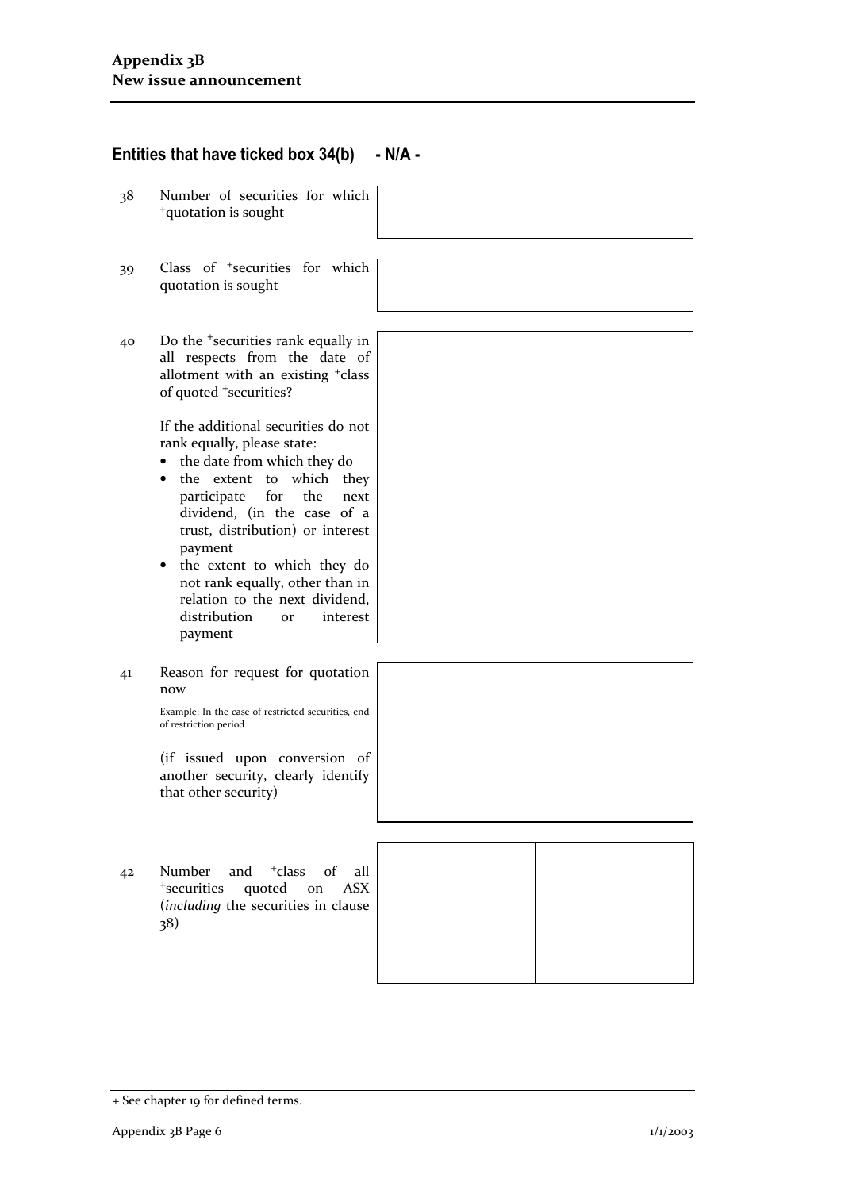## Entities that have ticked box 34(b) - N/A -

| | | |
|---|---|---|
| 38 | Number of securities for which +quotation is sought | |
| 39 | Class of +securities for which quotation is sought | |
| 40 | Do the +securities rank equally in all respects from the date of allotment with an existing +class of quoted +securities?<br><br>If the additional securities do not rank equally, please state:<br>• the date from which they do<br>• the extent to which they participate for the next dividend, (in the case of a trust, distribution) or interest payment<br>• the extent to which they do not rank equally, other than in relation to the next dividend, distribution or interest payment | |
| 41 | Reason for request for quotation now<br><br>Example: In the case of restricted securities, end of restriction period<br><br>(if issued upon conversion of another security, clearly identify that other security) | |

| | | | |
|---|---|---|---|
| 42 | Number and +class of all +securities quoted on ASX (*including* the securities in clause 38) | | |

+ See chapter 19 for defined terms.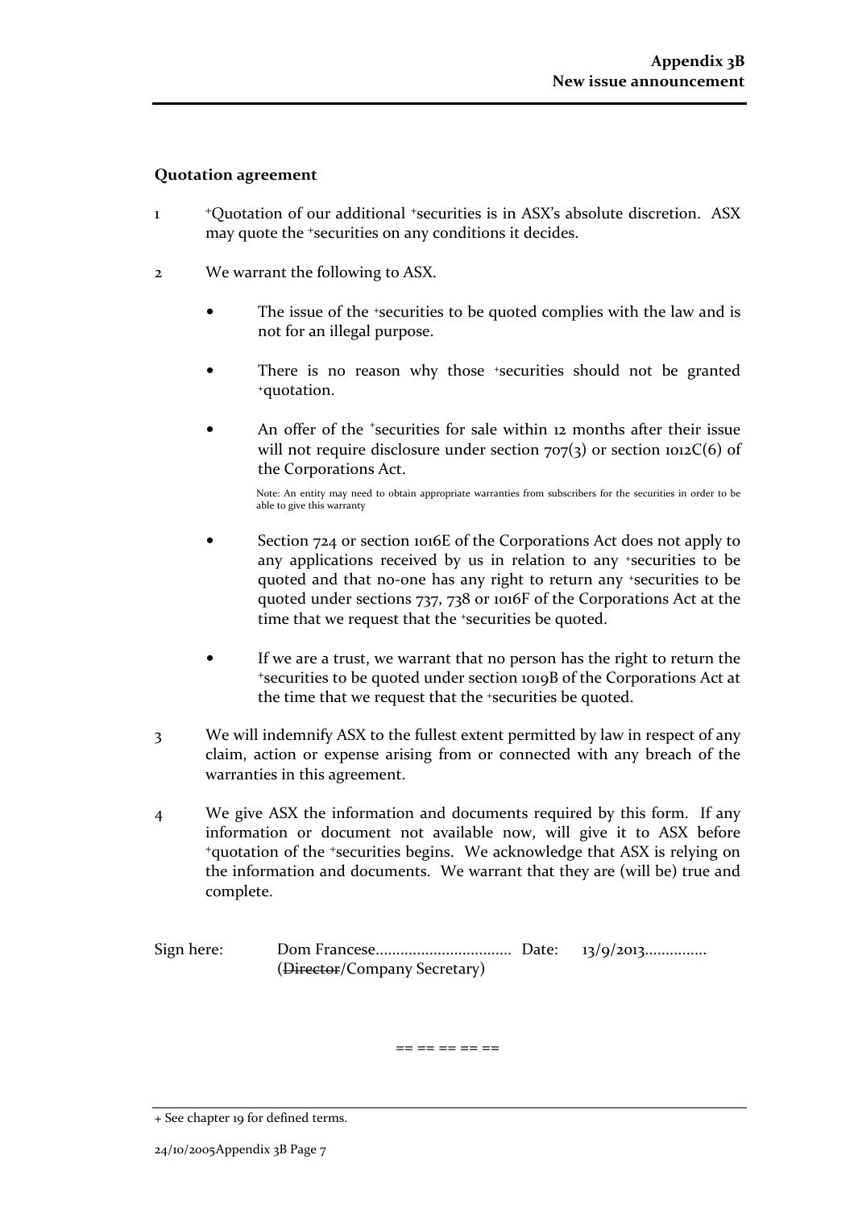## Quotation agreement

1. +Quotation of our additional +securities is in ASX's absolute discretion. ASX may quote the +securities on any conditions it decides.

2. We warrant the following to ASX.

   - The issue of the +securities to be quoted complies with the law and is not for an illegal purpose.

   - There is no reason why those +securities should not be granted +quotation.

   - An offer of the +securities for sale within 12 months after their issue will not require disclosure under section 707(3) or section 1012C(6) of the Corporations Act.

     Note: An entity may need to obtain appropriate warranties from subscribers for the securities in order to be able to give this warranty

   - Section 724 or section 1016E of the Corporations Act does not apply to any applications received by us in relation to any +securities to be quoted and that no-one has any right to return any +securities to be quoted under sections 737, 738 or 1016F of the Corporations Act at the time that we request that the +securities be quoted.

   - If we are a trust, we warrant that no person has the right to return the +securities to be quoted under section 1019B of the Corporations Act at the time that we request that the +securities be quoted.

3. We will indemnify ASX to the fullest extent permitted by law in respect of any claim, action or expense arising from or connected with any breach of the warranties in this agreement.

4. We give ASX the information and documents required by this form. If any information or document not available now, will give it to ASX before +quotation of the +securities begins. We acknowledge that ASX is relying on the information and documents. We warrant that they are (will be) true and complete.

Sign here: Dom Francese................................ Date: 13/9/2013..............
(~~Director~~/Company Secretary)

== == == == ==

+ See chapter 19 for defined terms.